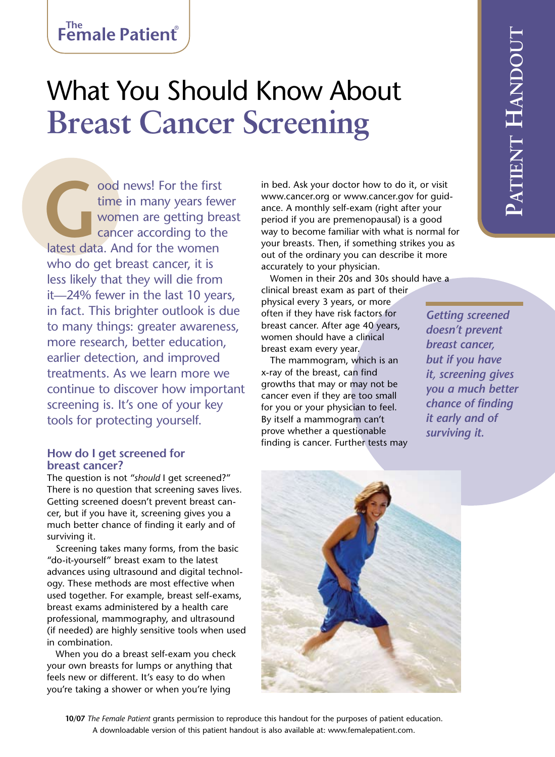# What You Should Know About Breast Cancer Screening

Good news! For the first time in many years fewer women are getting breast cancer according to the latest data. And for the women who do get breast cancer, it is less likely that they will die from it—24% fewer in the last 10 years, in fact. This brighter outlook is due to many things: greater awareness, more research, better education, earlier detection, and improved treatments. As we learn more we continue to discover how important screening is. It's one of your key tools for protecting yourself.

## How do I get screened for breast cancer?

The question is not "*should* I get screened?" There is no question that screening saves lives. Getting screened doesn't prevent breast cancer, but if you have it, screening gives you a much better chance of finding it early and of surviving it.

Screening takes many forms, from the basic "do-it-yourself" breast exam to the latest advances using ultrasound and digital technology. These methods are most effective when used together. For example, breast self-exams, breast exams administered by a health care professional, mammography, and ultrasound (if needed) are highly sensitive tools when used in combination.

When you do a breast self-exam you check your own breasts for lumps or anything that feels new or different. It's easy to do when you're taking a shower or when you're lying in bed. Ask your doctor how to do it, or visit www.cancer.org or www.cancer.gov for guidance. A monthly self-exam (right after your period if you are premenopausal) is a good way to become familiar with what is normal for your breasts. Then, if something strikes you as out of the ordinary you can describe it more accurately to your physician.

Women in their 20s and 30s should have a clinical breast exam as part of their physical every 3 years, or more often if they have risk factors for breast cancer. After age 40 years, women should have a clinical breast exam every year.

The mammogram, which is an x-ray of the breast, can find growths that may or may not be cancer even if they are too small for you or your physician to feel. By itself a mammogram can't prove whether a questionable finding is cancer. Further tests may

***Getting screened doesn't prevent breast cancer, but if you have it, screening gives you a much better chance of finding it early and of surviving it.***

*The Female Patient* grants permission to reproduce this handout for the purposes of patient education. A downloadable version of this patient handout is also available at: www.femalepatient.com.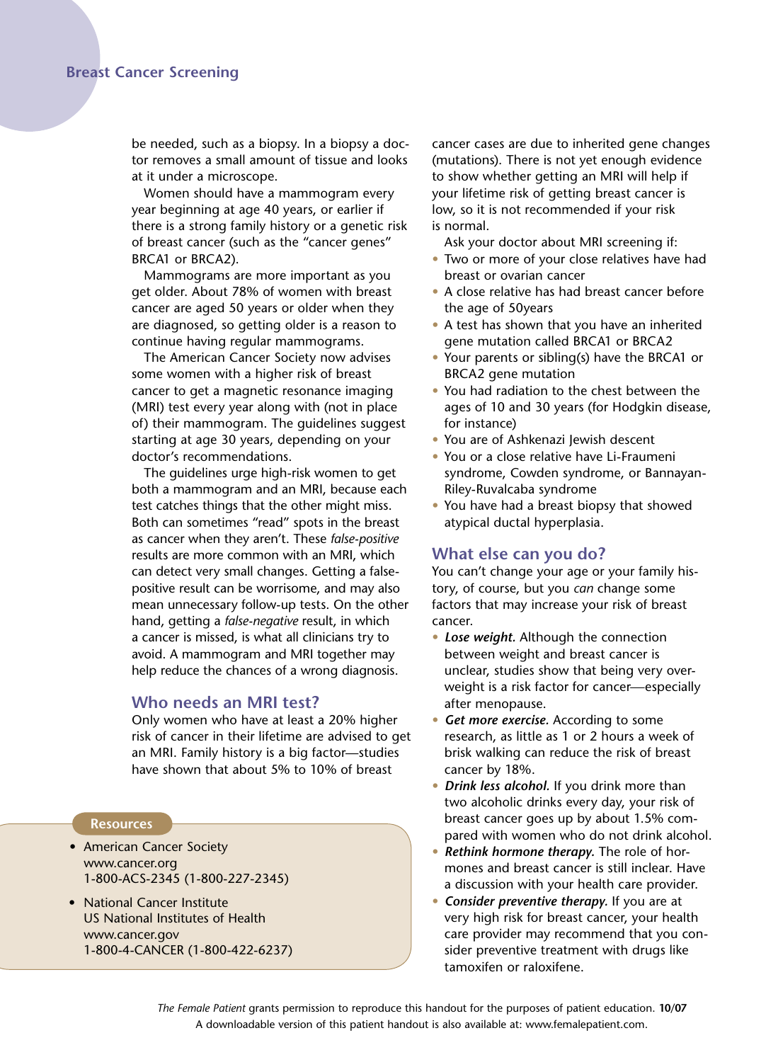be needed, such as a biopsy. In a biopsy a doctor removes a small amount of tissue and looks at it under a microscope.

Women should have a mammogram every year beginning at age 40 years, or earlier if there is a strong family history or a genetic risk of breast cancer (such as the "cancer genes" BRCA1 or BRCA2).

Mammograms are more important as you get older. About 78% of women with breast cancer are aged 50 years or older when they are diagnosed, so getting older is a reason to continue having regular mammograms.

The American Cancer Society now advises some women with a higher risk of breast cancer to get a magnetic resonance imaging (MRI) test every year along with (not in place of) their mammogram. The guidelines suggest starting at age 30 years, depending on your doctor's recommendations.

The guidelines urge high-risk women to get both a mammogram and an MRI, because each test catches things that the other might miss. Both can sometimes "read" spots in the breast as cancer when they aren't. These *false-positive* results are more common with an MRI, which can detect very small changes. Getting a false-positive result can be worrisome, and may also mean unnecessary follow-up tests. On the other hand, getting a *false-negative* result, in which a cancer is missed, is what all clinicians try to avoid. A mammogram and MRI together may help reduce the chances of a wrong diagnosis.

## Who needs an MRI test?

Only women who have at least a 20% higher risk of cancer in their lifetime are advised to get an MRI. Family history is a big factor—studies have shown that about 5% to 10% of breast cancer cases are due to inherited gene changes (mutations). There is not yet enough evidence to show whether getting an MRI will help if your lifetime risk of getting breast cancer is low, so it is not recommended if your risk is normal.

Ask your doctor about MRI screening if:

- Two or more of your close relatives have had breast or ovarian cancer
- A close relative has had breast cancer before the age of 50years
- A test has shown that you have an inherited gene mutation called BRCA1 or BRCA2
- Your parents or sibling(s) have the BRCA1 or BRCA2 gene mutation
- You had radiation to the chest between the ages of 10 and 30 years (for Hodgkin disease, for instance)
- You are of Ashkenazi Jewish descent
- You or a close relative have Li-Fraumeni syndrome, Cowden syndrome, or Bannayan-Riley-Ruvalcaba syndrome
- You have had a breast biopsy that showed atypical ductal hyperplasia.

## What else can you do?

You can't change your age or your family history, of course, but you *can* change some factors that may increase your risk of breast cancer.

- ***Lose weight.*** Although the connection between weight and breast cancer is unclear, studies show that being very overweight is a risk factor for cancer—especially after menopause.
- ***Get more exercise.*** According to some research, as little as 1 or 2 hours a week of brisk walking can reduce the risk of breast cancer by 18%.
- ***Drink less alcohol.*** If you drink more than two alcoholic drinks every day, your risk of breast cancer goes up by about 1.5% compared with women who do not drink alcohol.
- ***Rethink hormone therapy.*** The role of hormones and breast cancer is still inclear. Have a discussion with your health care provider.
- ***Consider preventive therapy.*** If you are at very high risk for breast cancer, your health care provider may recommend that you consider preventive treatment with drugs like tamoxifen or raloxifene.

**Resources**

- American Cancer Society
  www.cancer.org
  1-800-ACS-2345 (1-800-227-2345)
- National Cancer Institute
  US National Institutes of Health
  www.cancer.gov
  1-800-4-CANCER (1-800-422-6237)

*The Female Patient* grants permission to reproduce this handout for the purposes of patient education. **10/07**
A downloadable version of this patient handout is also available at: www.femalepatient.com.